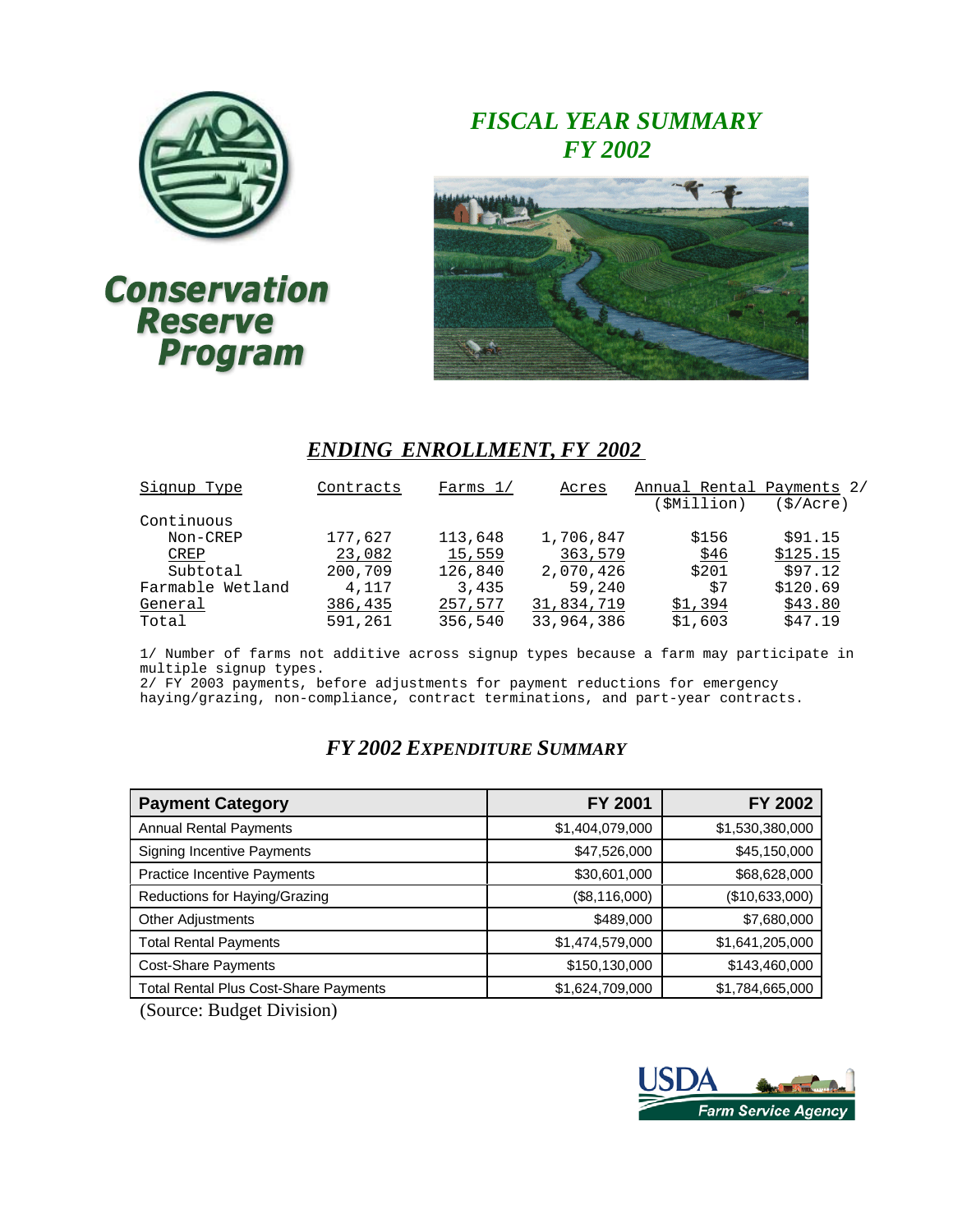# Conservation Reserve Program

## *FISCAL YEAR SUMMARY FY 2002*

## *ENDING ENROLLMENT, FY 2002*

| Signup Type | Contracts | Farms 1/ | Acres | Annual Rental Payments 2/ ($Million) | ($/Acre) |
|---|---|---|---|---|---|
| Continuous | | | | | |
| Non-CREP | 177,627 | 113,648 | 1,706,847 | $156 | $91.15 |
| CREP | 23,082 | 15,559 | 363,579 | $46 | $125.15 |
| Subtotal | 200,709 | 126,840 | 2,070,426 | $201 | $97.12 |
| Farmable Wetland | 4,117 | 3,435 | 59,240 | $7 | $120.69 |
| General | 386,435 | 257,577 | 31,834,719 | $1,394 | $43.80 |
| Total | 591,261 | 356,540 | 33,964,386 | $1,603 | $47.19 |

1/ Number of farms not additive across signup types because a farm may participate in multiple signup types.
2/ FY 2003 payments, before adjustments for payment reductions for emergency haying/grazing, non-compliance, contract terminations, and part-year contracts.

## *FY 2002 EXPENDITURE SUMMARY*

| Payment Category | FY 2001 | FY 2002 |
|---|---|---|
| Annual Rental Payments | $1,404,079,000 | $1,530,380,000 |
| Signing Incentive Payments | $47,526,000 | $45,150,000 |
| Practice Incentive Payments | $30,601,000 | $68,628,000 |
| Reductions for Haying/Grazing | ($8,116,000) | ($10,633,000) |
| Other Adjustments | $489,000 | $7,680,000 |
| Total Rental Payments | $1,474,579,000 | $1,641,205,000 |
| Cost-Share Payments | $150,130,000 | $143,460,000 |
| Total Rental Plus Cost-Share Payments | $1,624,709,000 | $1,784,665,000 |

(Source: Budget Division)

USDA Farm Service Agency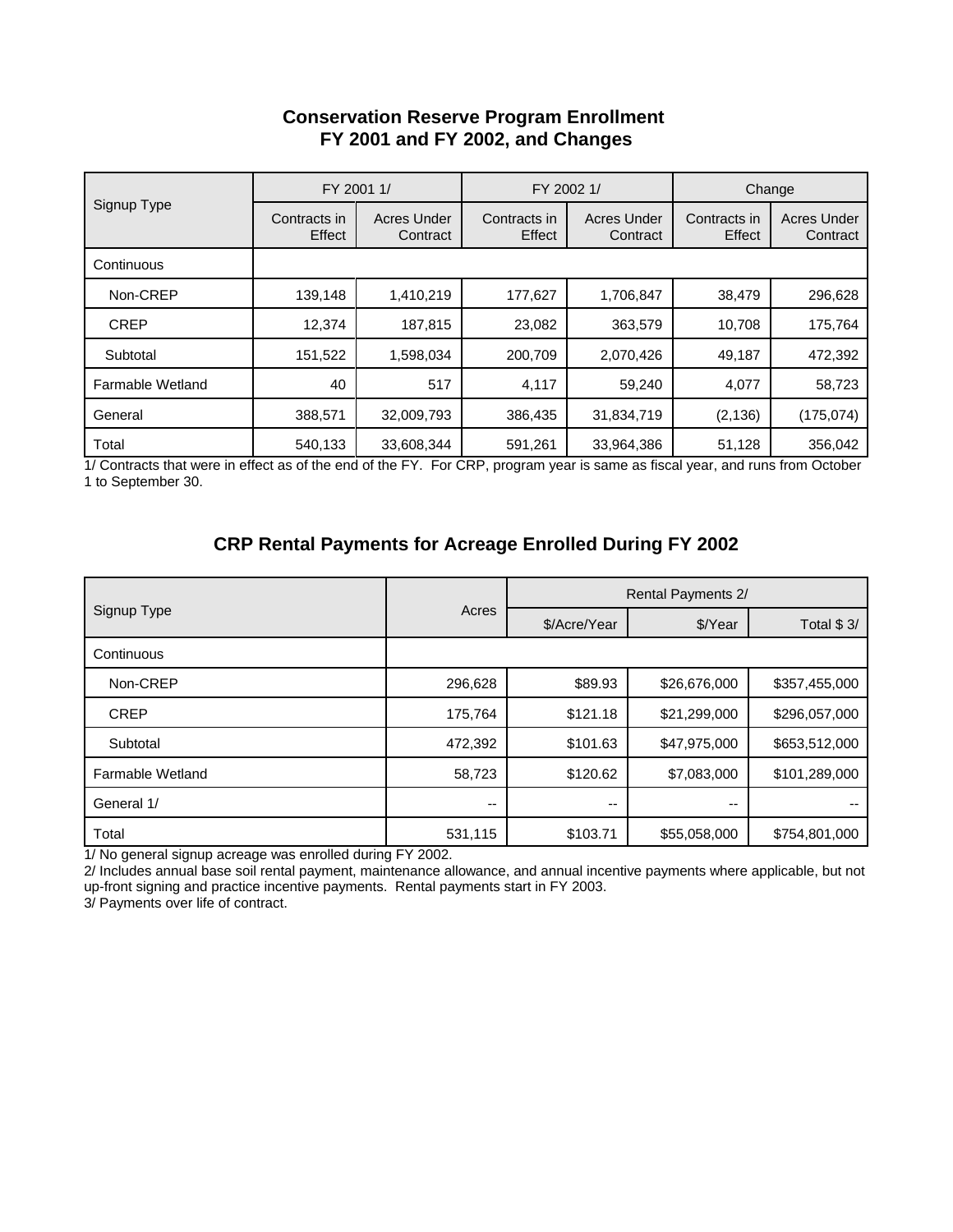## Conservation Reserve Program Enrollment FY 2001 and FY 2002, and Changes

| Signup Type | FY 2001 1/ | | FY 2002 1/ | | Change | |
|---|---|---|---|---|---|---|
| | Contracts in Effect | Acres Under Contract | Contracts in Effect | Acres Under Contract | Contracts in Effect | Acres Under Contract |
| Continuous | | | | | | |
| Non-CREP | 139,148 | 1,410,219 | 177,627 | 1,706,847 | 38,479 | 296,628 |
| CREP | 12,374 | 187,815 | 23,082 | 363,579 | 10,708 | 175,764 |
| Subtotal | 151,522 | 1,598,034 | 200,709 | 2,070,426 | 49,187 | 472,392 |
| Farmable Wetland | 40 | 517 | 4,117 | 59,240 | 4,077 | 58,723 |
| General | 388,571 | 32,009,793 | 386,435 | 31,834,719 | (2,136) | (175,074) |
| Total | 540,133 | 33,608,344 | 591,261 | 33,964,386 | 51,128 | 356,042 |

1/ Contracts that were in effect as of the end of the FY. For CRP, program year is same as fiscal year, and runs from October 1 to September 30.

## CRP Rental Payments for Acreage Enrolled During FY 2002

| Signup Type | Acres | Rental Payments 2/ | | |
|---|---|---|---|---|
| | | $/Acre/Year | $/Year | Total $ 3/ |
| Continuous | | | | |
| Non-CREP | 296,628 | $89.93 | $26,676,000 | $357,455,000 |
| CREP | 175,764 | $121.18 | $21,299,000 | $296,057,000 |
| Subtotal | 472,392 | $101.63 | $47,975,000 | $653,512,000 |
| Farmable Wetland | 58,723 | $120.62 | $7,083,000 | $101,289,000 |
| General 1/ | -- | -- | -- | -- |
| Total | 531,115 | $103.71 | $55,058,000 | $754,801,000 |

1/ No general signup acreage was enrolled during FY 2002.

2/ Includes annual base soil rental payment, maintenance allowance, and annual incentive payments where applicable, but not up-front signing and practice incentive payments. Rental payments start in FY 2003.

3/ Payments over life of contract.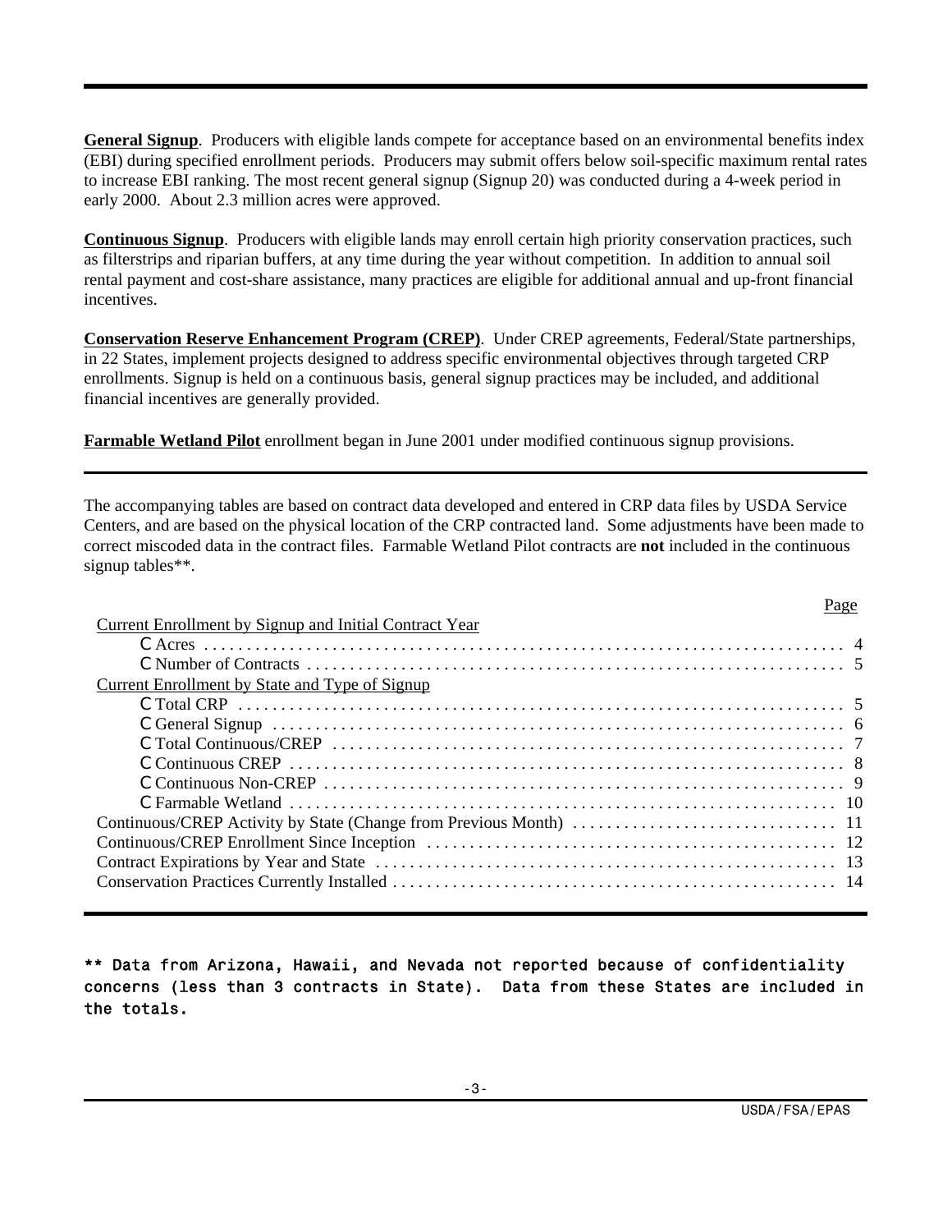**General Signup**. Producers with eligible lands compete for acceptance based on an environmental benefits index (EBI) during specified enrollment periods. Producers may submit offers below soil-specific maximum rental rates to increase EBI ranking. The most recent general signup (Signup 20) was conducted during a 4-week period in early 2000. About 2.3 million acres were approved.

**Continuous Signup**. Producers with eligible lands may enroll certain high priority conservation practices, such as filterstrips and riparian buffers, at any time during the year without competition. In addition to annual soil rental payment and cost-share assistance, many practices are eligible for additional annual and up-front financial incentives.

**Conservation Reserve Enhancement Program (CREP)**. Under CREP agreements, Federal/State partnerships, in 22 States, implement projects designed to address specific environmental objectives through targeted CRP enrollments. Signup is held on a continuous basis, general signup practices may be included, and additional financial incentives are generally provided.

**Farmable Wetland Pilot** enrollment began in June 2001 under modified continuous signup provisions.

---

The accompanying tables are based on contract data developed and entered in CRP data files by USDA Service Centers, and are based on the physical location of the CRP contracted land. Some adjustments have been made to correct miscoded data in the contract files. Farmable Wetland Pilot contracts are **not** included in the continuous signup tables**.

| | Page |
|---|---|
| Current Enrollment by Signup and Initial Contract Year | |
| – Acres | 4 |
| – Number of Contracts | 5 |
| Current Enrollment by State and Type of Signup | |
| – Total CRP | 5 |
| – General Signup | 6 |
| – Total Continuous/CREP | 7 |
| – Continuous CREP | 8 |
| – Continuous Non-CREP | 9 |
| – Farmable Wetland | 10 |
| Continuous/CREP Activity by State (Change from Previous Month) | 11 |
| Continuous/CREP Enrollment Since Inception | 12 |
| Contract Expirations by Year and State | 13 |
| Conservation Practices Currently Installed | 14 |

---

**\*\* Data from Arizona, Hawaii, and Nevada not reported because of confidentiality concerns (less than 3 contracts in State). Data from these States are included in the totals.**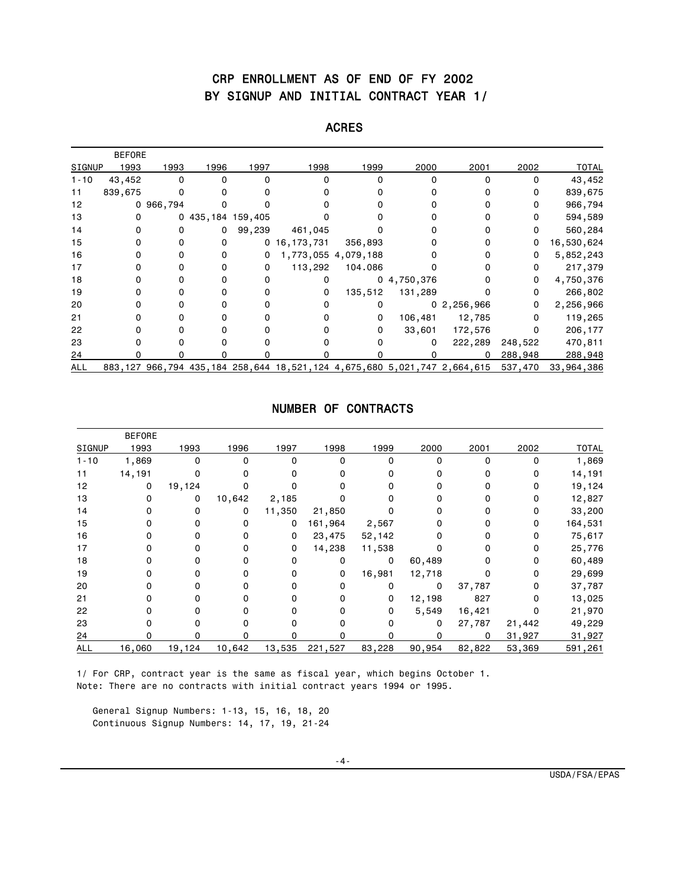# CRP ENROLLMENT AS OF END OF FY 2002
# BY SIGNUP AND INITIAL CONTRACT YEAR 1/

## ACRES

| SIGNUP | BEFORE 1993 | 1993 | 1996 | 1997 | 1998 | 1999 | 2000 | 2001 | 2002 | TOTAL |
|---|---|---|---|---|---|---|---|---|---|---|
| 1-10 | 43,452 | 0 | 0 | 0 | 0 | 0 | 0 | 0 | 0 | 43,452 |
| 11 | 839,675 | 0 | 0 | 0 | 0 | 0 | 0 | 0 | 0 | 839,675 |
| 12 | 0 | 966,794 | 0 | 0 | 0 | 0 | 0 | 0 | 0 | 966,794 |
| 13 | 0 | 0 | 435,184 | 159,405 | 0 | 0 | 0 | 0 | 0 | 594,589 |
| 14 | 0 | 0 | 0 | 99,239 | 461,045 | 0 | 0 | 0 | 0 | 560,284 |
| 15 | 0 | 0 | 0 | 0 | 16,173,731 | 356,893 | 0 | 0 | 0 | 16,530,624 |
| 16 | 0 | 0 | 0 | 0 | 1,773,055 | 4,079,188 | 0 | 0 | 0 | 5,852,243 |
| 17 | 0 | 0 | 0 | 0 | 113,292 | 104.086 | 0 | 0 | 0 | 217,379 |
| 18 | 0 | 0 | 0 | 0 | 0 | 0 | 4,750,376 | 0 | 0 | 4,750,376 |
| 19 | 0 | 0 | 0 | 0 | 0 | 135,512 | 131,289 | 0 | 0 | 266,802 |
| 20 | 0 | 0 | 0 | 0 | 0 | 0 | 0 | 2,256,966 | 0 | 2,256,966 |
| 21 | 0 | 0 | 0 | 0 | 0 | 0 | 106,481 | 12,785 | 0 | 119,265 |
| 22 | 0 | 0 | 0 | 0 | 0 | 0 | 33,601 | 172,576 | 0 | 206,177 |
| 23 | 0 | 0 | 0 | 0 | 0 | 0 | 0 | 222,289 | 248,522 | 470,811 |
| 24 | 0 | 0 | 0 | 0 | 0 | 0 | 0 | 0 | 288,948 | 288,948 |
| ALL | 883,127 | 966,794 | 435,184 | 258,644 | 18,521,124 | 4,675,680 | 5,021,747 | 2,664,615 | 537,470 | 33,964,386 |

## NUMBER OF CONTRACTS

| SIGNUP | BEFORE 1993 | 1993 | 1996 | 1997 | 1998 | 1999 | 2000 | 2001 | 2002 | TOTAL |
|---|---|---|---|---|---|---|---|---|---|---|
| 1-10 | 1,869 | 0 | 0 | 0 | 0 | 0 | 0 | 0 | 0 | 1,869 |
| 11 | 14,191 | 0 | 0 | 0 | 0 | 0 | 0 | 0 | 0 | 14,191 |
| 12 | 0 | 19,124 | 0 | 0 | 0 | 0 | 0 | 0 | 0 | 19,124 |
| 13 | 0 | 0 | 10,642 | 2,185 | 0 | 0 | 0 | 0 | 0 | 12,827 |
| 14 | 0 | 0 | 0 | 11,350 | 21,850 | 0 | 0 | 0 | 0 | 33,200 |
| 15 | 0 | 0 | 0 | 0 | 161,964 | 2,567 | 0 | 0 | 0 | 164,531 |
| 16 | 0 | 0 | 0 | 0 | 23,475 | 52,142 | 0 | 0 | 0 | 75,617 |
| 17 | 0 | 0 | 0 | 0 | 14,238 | 11,538 | 0 | 0 | 0 | 25,776 |
| 18 | 0 | 0 | 0 | 0 | 0 | 0 | 60,489 | 0 | 0 | 60,489 |
| 19 | 0 | 0 | 0 | 0 | 0 | 16,981 | 12,718 | 0 | 0 | 29,699 |
| 20 | 0 | 0 | 0 | 0 | 0 | 0 | 0 | 37,787 | 0 | 37,787 |
| 21 | 0 | 0 | 0 | 0 | 0 | 0 | 12,198 | 827 | 0 | 13,025 |
| 22 | 0 | 0 | 0 | 0 | 0 | 0 | 5,549 | 16,421 | 0 | 21,970 |
| 23 | 0 | 0 | 0 | 0 | 0 | 0 | 0 | 27,787 | 21,442 | 49,229 |
| 24 | 0 | 0 | 0 | 0 | 0 | 0 | 0 | 0 | 31,927 | 31,927 |
| ALL | 16,060 | 19,124 | 10,642 | 13,535 | 221,527 | 83,228 | 90,954 | 82,822 | 53,369 | 591,261 |

1/ For CRP, contract year is the same as fiscal year, which begins October 1.
Note: There are no contracts with initial contract years 1994 or 1995.

General Signup Numbers: 1-13, 15, 16, 18, 20
Continuous Signup Numbers: 14, 17, 19, 21-24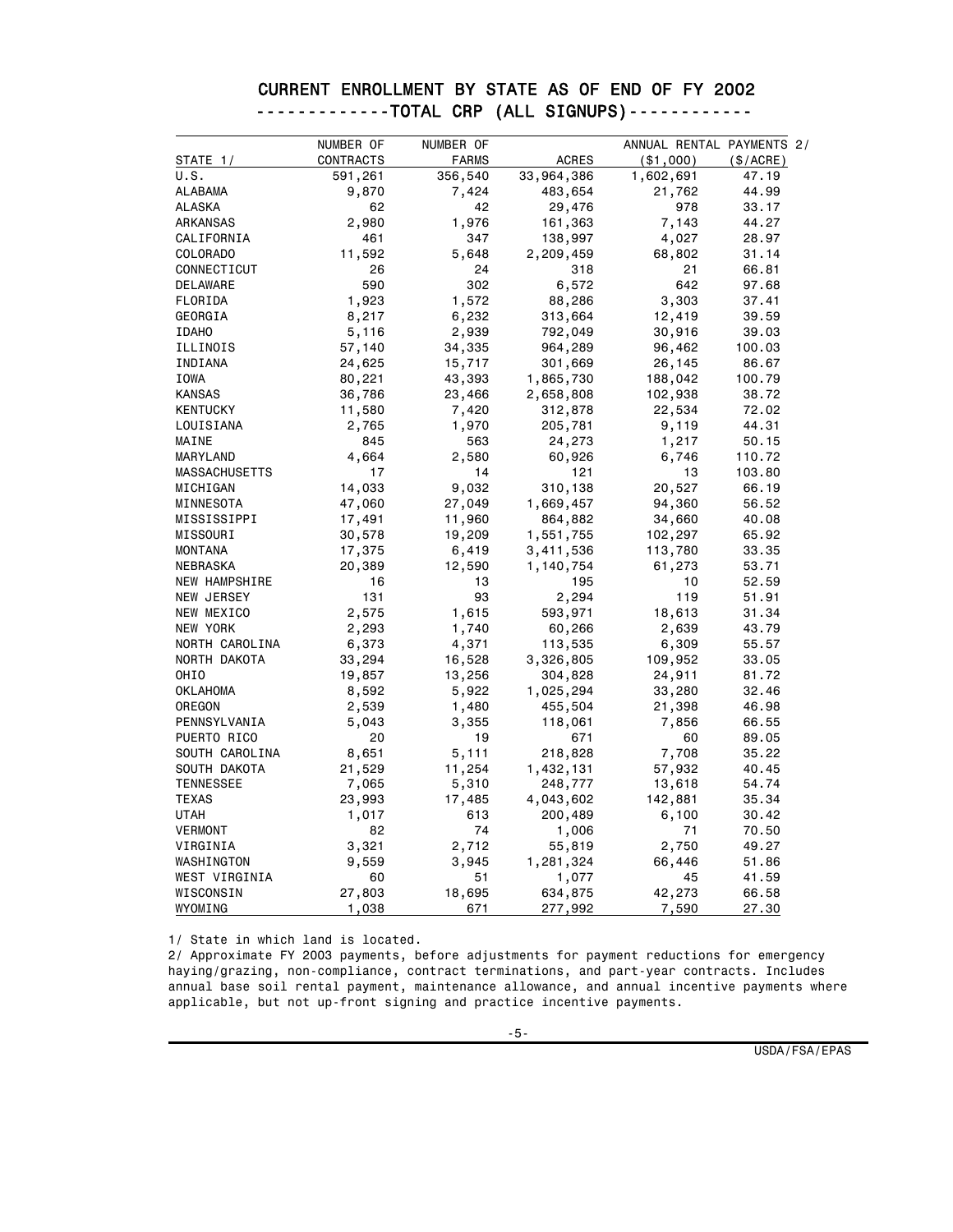# CURRENT ENROLLMENT BY STATE AS OF END OF FY 2002

## -------------TOTAL CRP (ALL SIGNUPS)------------

| STATE 1/ | NUMBER OF CONTRACTS | NUMBER OF FARMS | ACRES | ANNUAL RENTAL PAYMENTS 2/ ($1,000) | ($/ACRE) |
|---|---|---|---|---|---|
| U.S. | 591,261 | 356,540 | 33,964,386 | 1,602,691 | 47.19 |
| ALABAMA | 9,870 | 7,424 | 483,654 | 21,762 | 44.99 |
| ALASKA | 62 | 42 | 29,476 | 978 | 33.17 |
| ARKANSAS | 2,980 | 1,976 | 161,363 | 7,143 | 44.27 |
| CALIFORNIA | 461 | 347 | 138,997 | 4,027 | 28.97 |
| COLORADO | 11,592 | 5,648 | 2,209,459 | 68,802 | 31.14 |
| CONNECTICUT | 26 | 24 | 318 | 21 | 66.81 |
| DELAWARE | 590 | 302 | 6,572 | 642 | 97.68 |
| FLORIDA | 1,923 | 1,572 | 88,286 | 3,303 | 37.41 |
| GEORGIA | 8,217 | 6,232 | 313,664 | 12,419 | 39.59 |
| IDAHO | 5,116 | 2,939 | 792,049 | 30,916 | 39.03 |
| ILLINOIS | 57,140 | 34,335 | 964,289 | 96,462 | 100.03 |
| INDIANA | 24,625 | 15,717 | 301,669 | 26,145 | 86.67 |
| IOWA | 80,221 | 43,393 | 1,865,730 | 188,042 | 100.79 |
| KANSAS | 36,786 | 23,466 | 2,658,808 | 102,938 | 38.72 |
| KENTUCKY | 11,580 | 7,420 | 312,878 | 22,534 | 72.02 |
| LOUISIANA | 2,765 | 1,970 | 205,781 | 9,119 | 44.31 |
| MAINE | 845 | 563 | 24,273 | 1,217 | 50.15 |
| MARYLAND | 4,664 | 2,580 | 60,926 | 6,746 | 110.72 |
| MASSACHUSETTS | 17 | 14 | 121 | 13 | 103.80 |
| MICHIGAN | 14,033 | 9,032 | 310,138 | 20,527 | 66.19 |
| MINNESOTA | 47,060 | 27,049 | 1,669,457 | 94,360 | 56.52 |
| MISSISSIPPI | 17,491 | 11,960 | 864,882 | 34,660 | 40.08 |
| MISSOURI | 30,578 | 19,209 | 1,551,755 | 102,297 | 65.92 |
| MONTANA | 17,375 | 6,419 | 3,411,536 | 113,780 | 33.35 |
| NEBRASKA | 20,389 | 12,590 | 1,140,754 | 61,273 | 53.71 |
| NEW HAMPSHIRE | 16 | 13 | 195 | 10 | 52.59 |
| NEW JERSEY | 131 | 93 | 2,294 | 119 | 51.91 |
| NEW MEXICO | 2,575 | 1,615 | 593,971 | 18,613 | 31.34 |
| NEW YORK | 2,293 | 1,740 | 60,266 | 2,639 | 43.79 |
| NORTH CAROLINA | 6,373 | 4,371 | 113,535 | 6,309 | 55.57 |
| NORTH DAKOTA | 33,294 | 16,528 | 3,326,805 | 109,952 | 33.05 |
| OHIO | 19,857 | 13,256 | 304,828 | 24,911 | 81.72 |
| OKLAHOMA | 8,592 | 5,922 | 1,025,294 | 33,280 | 32.46 |
| OREGON | 2,539 | 1,480 | 455,504 | 21,398 | 46.98 |
| PENNSYLVANIA | 5,043 | 3,355 | 118,061 | 7,856 | 66.55 |
| PUERTO RICO | 20 | 19 | 671 | 60 | 89.05 |
| SOUTH CAROLINA | 8,651 | 5,111 | 218,828 | 7,708 | 35.22 |
| SOUTH DAKOTA | 21,529 | 11,254 | 1,432,131 | 57,932 | 40.45 |
| TENNESSEE | 7,065 | 5,310 | 248,777 | 13,618 | 54.74 |
| TEXAS | 23,993 | 17,485 | 4,043,602 | 142,881 | 35.34 |
| UTAH | 1,017 | 613 | 200,489 | 6,100 | 30.42 |
| VERMONT | 82 | 74 | 1,006 | 71 | 70.50 |
| VIRGINIA | 3,321 | 2,712 | 55,819 | 2,750 | 49.27 |
| WASHINGTON | 9,559 | 3,945 | 1,281,324 | 66,446 | 51.86 |
| WEST VIRGINIA | 60 | 51 | 1,077 | 45 | 41.59 |
| WISCONSIN | 27,803 | 18,695 | 634,875 | 42,273 | 66.58 |
| WYOMING | 1,038 | 671 | 277,992 | 7,590 | 27.30 |

1/ State in which land is located.

2/ Approximate FY 2003 payments, before adjustments for payment reductions for emergency haying/grazing, non-compliance, contract terminations, and part-year contracts. Includes annual base soil rental payment, maintenance allowance, and annual incentive payments where applicable, but not up-front signing and practice incentive payments.

USDA/FSA/EPAS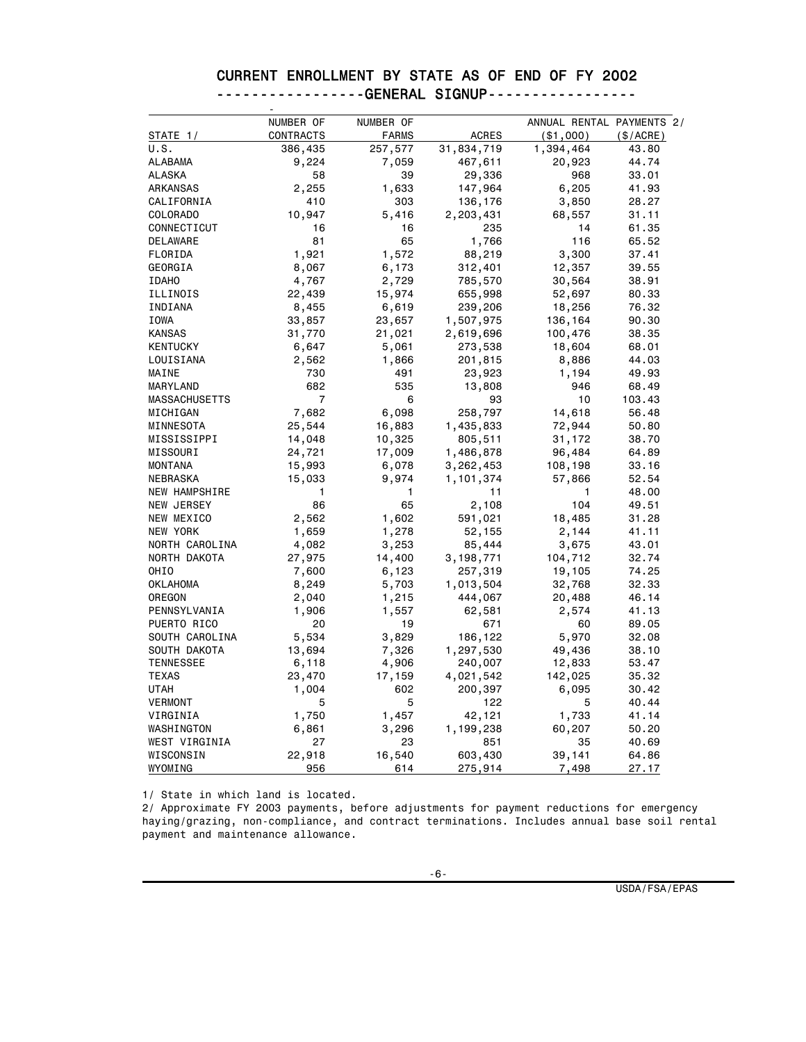# CURRENT ENROLLMENT BY STATE AS OF END OF FY 2002

## ----------------GENERAL SIGNUP----------------

| STATE 1/ | NUMBER OF CONTRACTS | NUMBER OF FARMS | ACRES | ANNUAL RENTAL PAYMENTS 2/ ($1,000) | ($/ACRE) |
|---|---|---|---|---|---|
| U.S. | 386,435 | 257,577 | 31,834,719 | 1,394,464 | 43.80 |
| ALABAMA | 9,224 | 7,059 | 467,611 | 20,923 | 44.74 |
| ALASKA | 58 | 39 | 29,336 | 968 | 33.01 |
| ARKANSAS | 2,255 | 1,633 | 147,964 | 6,205 | 41.93 |
| CALIFORNIA | 410 | 303 | 136,176 | 3,850 | 28.27 |
| COLORADO | 10,947 | 5,416 | 2,203,431 | 68,557 | 31.11 |
| CONNECTICUT | 16 | 16 | 235 | 14 | 61.35 |
| DELAWARE | 81 | 65 | 1,766 | 116 | 65.52 |
| FLORIDA | 1,921 | 1,572 | 88,219 | 3,300 | 37.41 |
| GEORGIA | 8,067 | 6,173 | 312,401 | 12,357 | 39.55 |
| IDAHO | 4,767 | 2,729 | 785,570 | 30,564 | 38.91 |
| ILLINOIS | 22,439 | 15,974 | 655,998 | 52,697 | 80.33 |
| INDIANA | 8,455 | 6,619 | 239,206 | 18,256 | 76.32 |
| IOWA | 33,857 | 23,657 | 1,507,975 | 136,164 | 90.30 |
| KANSAS | 31,770 | 21,021 | 2,619,696 | 100,476 | 38.35 |
| KENTUCKY | 6,647 | 5,061 | 273,538 | 18,604 | 68.01 |
| LOUISIANA | 2,562 | 1,866 | 201,815 | 8,886 | 44.03 |
| MAINE | 730 | 491 | 23,923 | 1,194 | 49.93 |
| MARYLAND | 682 | 535 | 13,808 | 946 | 68.49 |
| MASSACHUSETTS | 7 | 6 | 93 | 10 | 103.43 |
| MICHIGAN | 7,682 | 6,098 | 258,797 | 14,618 | 56.48 |
| MINNESOTA | 25,544 | 16,883 | 1,435,833 | 72,944 | 50.80 |
| MISSISSIPPI | 14,048 | 10,325 | 805,511 | 31,172 | 38.70 |
| MISSOURI | 24,721 | 17,009 | 1,486,878 | 96,484 | 64.89 |
| MONTANA | 15,993 | 6,078 | 3,262,453 | 108,198 | 33.16 |
| NEBRASKA | 15,033 | 9,974 | 1,101,374 | 57,866 | 52.54 |
| NEW HAMPSHIRE | 1 | 1 | 11 | 1 | 48.00 |
| NEW JERSEY | 86 | 65 | 2,108 | 104 | 49.51 |
| NEW MEXICO | 2,562 | 1,602 | 591,021 | 18,485 | 31.28 |
| NEW YORK | 1,659 | 1,278 | 52,155 | 2,144 | 41.11 |
| NORTH CAROLINA | 4,082 | 3,253 | 85,444 | 3,675 | 43.01 |
| NORTH DAKOTA | 27,975 | 14,400 | 3,198,771 | 104,712 | 32.74 |
| OHIO | 7,600 | 6,123 | 257,319 | 19,105 | 74.25 |
| OKLAHOMA | 8,249 | 5,703 | 1,013,504 | 32,768 | 32.33 |
| OREGON | 2,040 | 1,215 | 444,067 | 20,488 | 46.14 |
| PENNSYLVANIA | 1,906 | 1,557 | 62,581 | 2,574 | 41.13 |
| PUERTO RICO | 20 | 19 | 671 | 60 | 89.05 |
| SOUTH CAROLINA | 5,534 | 3,829 | 186,122 | 5,970 | 32.08 |
| SOUTH DAKOTA | 13,694 | 7,326 | 1,297,530 | 49,436 | 38.10 |
| TENNESSEE | 6,118 | 4,906 | 240,007 | 12,833 | 53.47 |
| TEXAS | 23,470 | 17,159 | 4,021,542 | 142,025 | 35.32 |
| UTAH | 1,004 | 602 | 200,397 | 6,095 | 30.42 |
| VERMONT | 5 | 5 | 122 | 5 | 40.44 |
| VIRGINIA | 1,750 | 1,457 | 42,121 | 1,733 | 41.14 |
| WASHINGTON | 6,861 | 3,296 | 1,199,238 | 60,207 | 50.20 |
| WEST VIRGINIA | 27 | 23 | 851 | 35 | 40.69 |
| WISCONSIN | 22,918 | 16,540 | 603,430 | 39,141 | 64.86 |
| WYOMING | 956 | 614 | 275,914 | 7,498 | 27.17 |

1/ State in which land is located.

2/ Approximate FY 2003 payments, before adjustments for payment reductions for emergency haying/grazing, non-compliance, and contract terminations. Includes annual base soil rental payment and maintenance allowance.

USDA/FSA/EPAS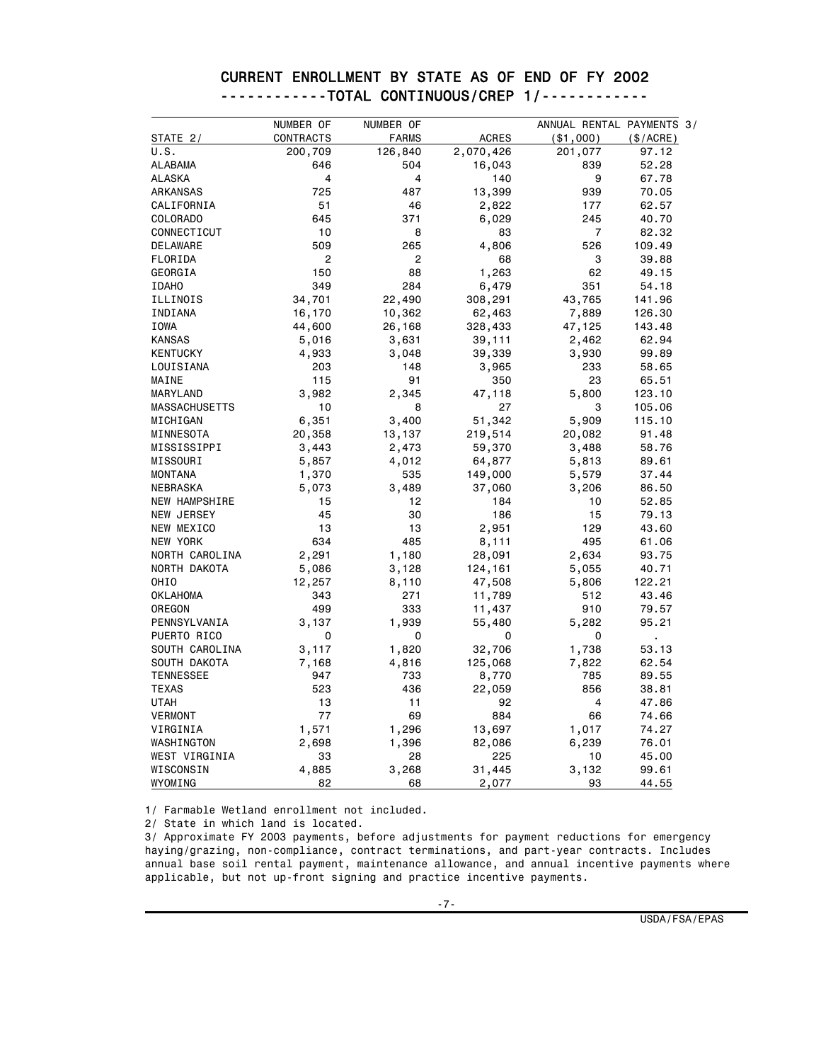# CURRENT ENROLLMENT BY STATE AS OF END OF FY 2002

## ------------TOTAL CONTINUOUS/CREP 1/------------

| STATE 2/ | NUMBER OF CONTRACTS | NUMBER OF FARMS | ACRES | ANNUAL RENTAL PAYMENTS 3/ ($1,000) | ($/ACRE) |
|---|---|---|---|---|---|
| U.S. | 200,709 | 126,840 | 2,070,426 | 201,077 | 97.12 |
| ALABAMA | 646 | 504 | 16,043 | 839 | 52.28 |
| ALASKA | 4 | 4 | 140 | 9 | 67.78 |
| ARKANSAS | 725 | 487 | 13,399 | 939 | 70.05 |
| CALIFORNIA | 51 | 46 | 2,822 | 177 | 62.57 |
| COLORADO | 645 | 371 | 6,029 | 245 | 40.70 |
| CONNECTICUT | 10 | 8 | 83 | 7 | 82.32 |
| DELAWARE | 509 | 265 | 4,806 | 526 | 109.49 |
| FLORIDA | 2 | 2 | 68 | 3 | 39.88 |
| GEORGIA | 150 | 88 | 1,263 | 62 | 49.15 |
| IDAHO | 349 | 284 | 6,479 | 351 | 54.18 |
| ILLINOIS | 34,701 | 22,490 | 308,291 | 43,765 | 141.96 |
| INDIANA | 16,170 | 10,362 | 62,463 | 7,889 | 126.30 |
| IOWA | 44,600 | 26,168 | 328,433 | 47,125 | 143.48 |
| KANSAS | 5,016 | 3,631 | 39,111 | 2,462 | 62.94 |
| KENTUCKY | 4,933 | 3,048 | 39,339 | 3,930 | 99.89 |
| LOUISIANA | 203 | 148 | 3,965 | 233 | 58.65 |
| MAINE | 115 | 91 | 350 | 23 | 65.51 |
| MARYLAND | 3,982 | 2,345 | 47,118 | 5,800 | 123.10 |
| MASSACHUSETTS | 10 | 8 | 27 | 3 | 105.06 |
| MICHIGAN | 6,351 | 3,400 | 51,342 | 5,909 | 115.10 |
| MINNESOTA | 20,358 | 13,137 | 219,514 | 20,082 | 91.48 |
| MISSISSIPPI | 3,443 | 2,473 | 59,370 | 3,488 | 58.76 |
| MISSOURI | 5,857 | 4,012 | 64,877 | 5,813 | 89.61 |
| MONTANA | 1,370 | 535 | 149,000 | 5,579 | 37.44 |
| NEBRASKA | 5,073 | 3,489 | 37,060 | 3,206 | 86.50 |
| NEW HAMPSHIRE | 15 | 12 | 184 | 10 | 52.85 |
| NEW JERSEY | 45 | 30 | 186 | 15 | 79.13 |
| NEW MEXICO | 13 | 13 | 2,951 | 129 | 43.60 |
| NEW YORK | 634 | 485 | 8,111 | 495 | 61.06 |
| NORTH CAROLINA | 2,291 | 1,180 | 28,091 | 2,634 | 93.75 |
| NORTH DAKOTA | 5,086 | 3,128 | 124,161 | 5,055 | 40.71 |
| OHIO | 12,257 | 8,110 | 47,508 | 5,806 | 122.21 |
| OKLAHOMA | 343 | 271 | 11,789 | 512 | 43.46 |
| OREGON | 499 | 333 | 11,437 | 910 | 79.57 |
| PENNSYLVANIA | 3,137 | 1,939 | 55,480 | 5,282 | 95.21 |
| PUERTO RICO | 0 | 0 | 0 | 0 | . |
| SOUTH CAROLINA | 3,117 | 1,820 | 32,706 | 1,738 | 53.13 |
| SOUTH DAKOTA | 7,168 | 4,816 | 125,068 | 7,822 | 62.54 |
| TENNESSEE | 947 | 733 | 8,770 | 785 | 89.55 |
| TEXAS | 523 | 436 | 22,059 | 856 | 38.81 |
| UTAH | 13 | 11 | 92 | 4 | 47.86 |
| VERMONT | 77 | 69 | 884 | 66 | 74.66 |
| VIRGINIA | 1,571 | 1,296 | 13,697 | 1,017 | 74.27 |
| WASHINGTON | 2,698 | 1,396 | 82,086 | 6,239 | 76.01 |
| WEST VIRGINIA | 33 | 28 | 225 | 10 | 45.00 |
| WISCONSIN | 4,885 | 3,268 | 31,445 | 3,132 | 99.61 |
| WYOMING | 82 | 68 | 2,077 | 93 | 44.55 |

1/ Farmable Wetland enrollment not included.

2/ State in which land is located.

3/ Approximate FY 2003 payments, before adjustments for payment reductions for emergency haying/grazing, non-compliance, contract terminations, and part-year contracts. Includes annual base soil rental payment, maintenance allowance, and annual incentive payments where applicable, but not up-front signing and practice incentive payments.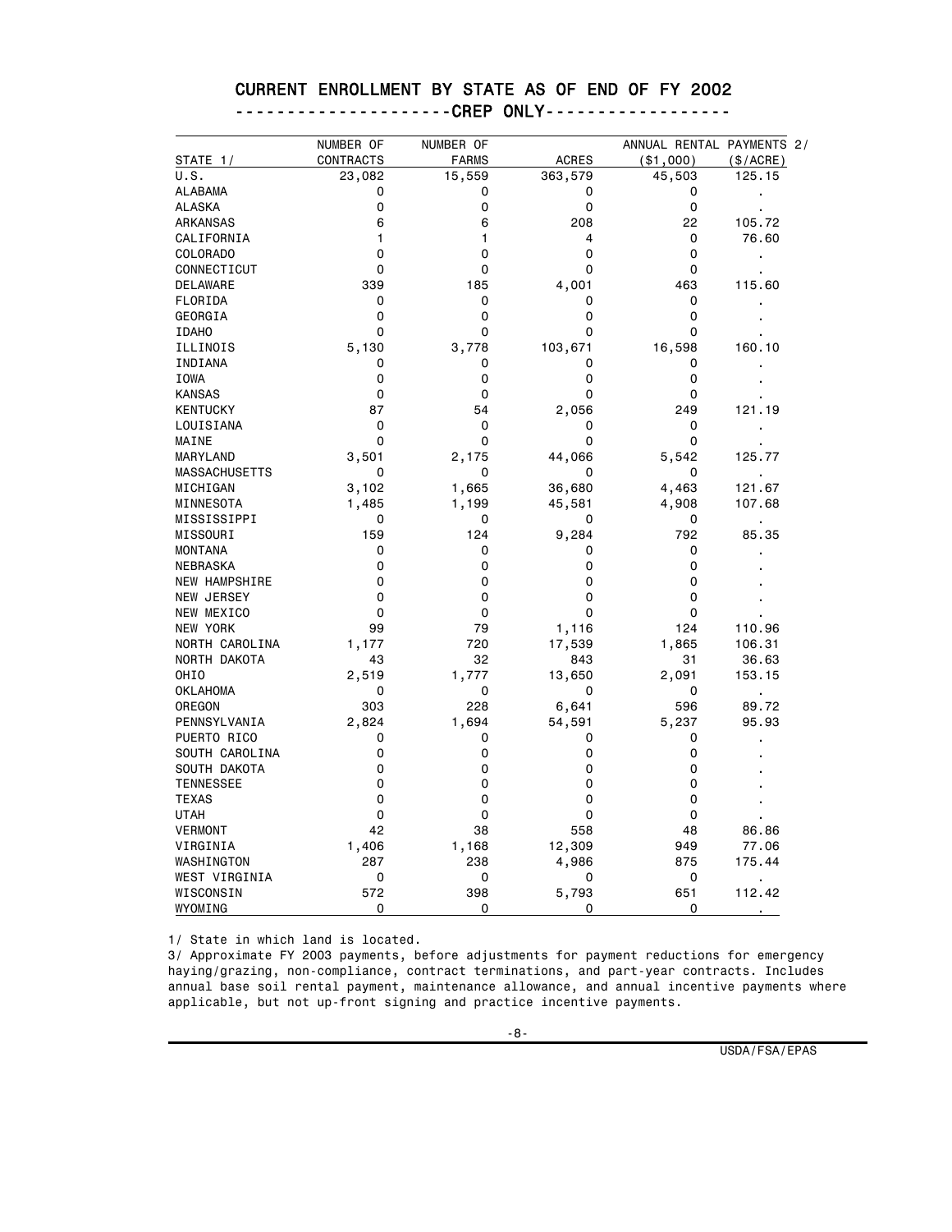# CURRENT ENROLLMENT BY STATE AS OF END OF FY 2002

## --------------------CREP ONLY-----------------

| STATE 1/ | NUMBER OF CONTRACTS | NUMBER OF FARMS | ACRES | ANNUAL RENTAL PAYMENTS 2/ ($1,000) | ($/ACRE) |
|---|---|---|---|---|---|
| U.S. | 23,082 | 15,559 | 363,579 | 45,503 | 125.15 |
| ALABAMA | 0 | 0 | 0 | 0 | . |
| ALASKA | 0 | 0 | 0 | 0 | . |
| ARKANSAS | 6 | 6 | 208 | 22 | 105.72 |
| CALIFORNIA | 1 | 1 | 4 | 0 | 76.60 |
| COLORADO | 0 | 0 | 0 | 0 | . |
| CONNECTICUT | 0 | 0 | 0 | 0 | . |
| DELAWARE | 339 | 185 | 4,001 | 463 | 115.60 |
| FLORIDA | 0 | 0 | 0 | 0 | . |
| GEORGIA | 0 | 0 | 0 | 0 | . |
| IDAHO | 0 | 0 | 0 | 0 | . |
| ILLINOIS | 5,130 | 3,778 | 103,671 | 16,598 | 160.10 |
| INDIANA | 0 | 0 | 0 | 0 | . |
| IOWA | 0 | 0 | 0 | 0 | . |
| KANSAS | 0 | 0 | 0 | 0 | . |
| KENTUCKY | 87 | 54 | 2,056 | 249 | 121.19 |
| LOUISIANA | 0 | 0 | 0 | 0 | . |
| MAINE | 0 | 0 | 0 | 0 | . |
| MARYLAND | 3,501 | 2,175 | 44,066 | 5,542 | 125.77 |
| MASSACHUSETTS | 0 | 0 | 0 | 0 | . |
| MICHIGAN | 3,102 | 1,665 | 36,680 | 4,463 | 121.67 |
| MINNESOTA | 1,485 | 1,199 | 45,581 | 4,908 | 107.68 |
| MISSISSIPPI | 0 | 0 | 0 | 0 | . |
| MISSOURI | 159 | 124 | 9,284 | 792 | 85.35 |
| MONTANA | 0 | 0 | 0 | 0 | . |
| NEBRASKA | 0 | 0 | 0 | 0 | . |
| NEW HAMPSHIRE | 0 | 0 | 0 | 0 | . |
| NEW JERSEY | 0 | 0 | 0 | 0 | . |
| NEW MEXICO | 0 | 0 | 0 | 0 | . |
| NEW YORK | 99 | 79 | 1,116 | 124 | 110.96 |
| NORTH CAROLINA | 1,177 | 720 | 17,539 | 1,865 | 106.31 |
| NORTH DAKOTA | 43 | 32 | 843 | 31 | 36.63 |
| OHIO | 2,519 | 1,777 | 13,650 | 2,091 | 153.15 |
| OKLAHOMA | 0 | 0 | 0 | 0 | . |
| OREGON | 303 | 228 | 6,641 | 596 | 89.72 |
| PENNSYLVANIA | 2,824 | 1,694 | 54,591 | 5,237 | 95.93 |
| PUERTO RICO | 0 | 0 | 0 | 0 | . |
| SOUTH CAROLINA | 0 | 0 | 0 | 0 | . |
| SOUTH DAKOTA | 0 | 0 | 0 | 0 | . |
| TENNESSEE | 0 | 0 | 0 | 0 | . |
| TEXAS | 0 | 0 | 0 | 0 | . |
| UTAH | 0 | 0 | 0 | 0 | . |
| VERMONT | 42 | 38 | 558 | 48 | 86.86 |
| VIRGINIA | 1,406 | 1,168 | 12,309 | 949 | 77.06 |
| WASHINGTON | 287 | 238 | 4,986 | 875 | 175.44 |
| WEST VIRGINIA | 0 | 0 | 0 | 0 | . |
| WISCONSIN | 572 | 398 | 5,793 | 651 | 112.42 |
| WYOMING | 0 | 0 | 0 | 0 | . |

1/ State in which land is located.

3/ Approximate FY 2003 payments, before adjustments for payment reductions for emergency haying/grazing, non-compliance, contract terminations, and part-year contracts. Includes annual base soil rental payment, maintenance allowance, and annual incentive payments where applicable, but not up-front signing and practice incentive payments.

USDA/FSA/EPAS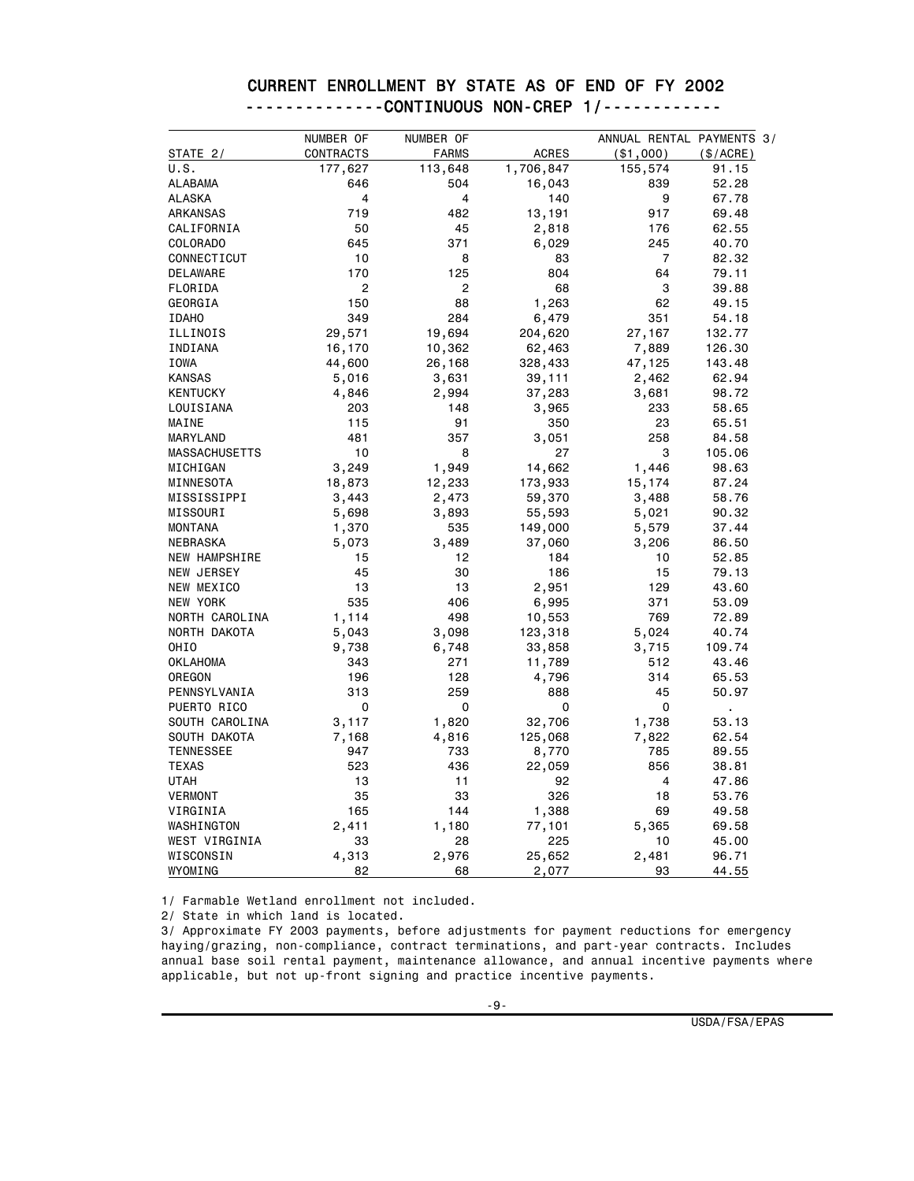# CURRENT ENROLLMENT BY STATE AS OF END OF FY 2002

## -------------CONTINUOUS NON-CREP 1/------------

| STATE 2/ | NUMBER OF CONTRACTS | NUMBER OF FARMS | ACRES | ANNUAL RENTAL PAYMENTS 3/ ($1,000) | ($/ACRE) |
|---|---|---|---|---|---|
| U.S. | 177,627 | 113,648 | 1,706,847 | 155,574 | 91.15 |
| ALABAMA | 646 | 504 | 16,043 | 839 | 52.28 |
| ALASKA | 4 | 4 | 140 | 9 | 67.78 |
| ARKANSAS | 719 | 482 | 13,191 | 917 | 69.48 |
| CALIFORNIA | 50 | 45 | 2,818 | 176 | 62.55 |
| COLORADO | 645 | 371 | 6,029 | 245 | 40.70 |
| CONNECTICUT | 10 | 8 | 83 | 7 | 82.32 |
| DELAWARE | 170 | 125 | 804 | 64 | 79.11 |
| FLORIDA | 2 | 2 | 68 | 3 | 39.88 |
| GEORGIA | 150 | 88 | 1,263 | 62 | 49.15 |
| IDAHO | 349 | 284 | 6,479 | 351 | 54.18 |
| ILLINOIS | 29,571 | 19,694 | 204,620 | 27,167 | 132.77 |
| INDIANA | 16,170 | 10,362 | 62,463 | 7,889 | 126.30 |
| IOWA | 44,600 | 26,168 | 328,433 | 47,125 | 143.48 |
| KANSAS | 5,016 | 3,631 | 39,111 | 2,462 | 62.94 |
| KENTUCKY | 4,846 | 2,994 | 37,283 | 3,681 | 98.72 |
| LOUISIANA | 203 | 148 | 3,965 | 233 | 58.65 |
| MAINE | 115 | 91 | 350 | 23 | 65.51 |
| MARYLAND | 481 | 357 | 3,051 | 258 | 84.58 |
| MASSACHUSETTS | 10 | 8 | 27 | 3 | 105.06 |
| MICHIGAN | 3,249 | 1,949 | 14,662 | 1,446 | 98.63 |
| MINNESOTA | 18,873 | 12,233 | 173,933 | 15,174 | 87.24 |
| MISSISSIPPI | 3,443 | 2,473 | 59,370 | 3,488 | 58.76 |
| MISSOURI | 5,698 | 3,893 | 55,593 | 5,021 | 90.32 |
| MONTANA | 1,370 | 535 | 149,000 | 5,579 | 37.44 |
| NEBRASKA | 5,073 | 3,489 | 37,060 | 3,206 | 86.50 |
| NEW HAMPSHIRE | 15 | 12 | 184 | 10 | 52.85 |
| NEW JERSEY | 45 | 30 | 186 | 15 | 79.13 |
| NEW MEXICO | 13 | 13 | 2,951 | 129 | 43.60 |
| NEW YORK | 535 | 406 | 6,995 | 371 | 53.09 |
| NORTH CAROLINA | 1,114 | 498 | 10,553 | 769 | 72.89 |
| NORTH DAKOTA | 5,043 | 3,098 | 123,318 | 5,024 | 40.74 |
| OHIO | 9,738 | 6,748 | 33,858 | 3,715 | 109.74 |
| OKLAHOMA | 343 | 271 | 11,789 | 512 | 43.46 |
| OREGON | 196 | 128 | 4,796 | 314 | 65.53 |
| PENNSYLVANIA | 313 | 259 | 888 | 45 | 50.97 |
| PUERTO RICO | 0 | 0 | 0 | 0 | . |
| SOUTH CAROLINA | 3,117 | 1,820 | 32,706 | 1,738 | 53.13 |
| SOUTH DAKOTA | 7,168 | 4,816 | 125,068 | 7,822 | 62.54 |
| TENNESSEE | 947 | 733 | 8,770 | 785 | 89.55 |
| TEXAS | 523 | 436 | 22,059 | 856 | 38.81 |
| UTAH | 13 | 11 | 92 | 4 | 47.86 |
| VERMONT | 35 | 33 | 326 | 18 | 53.76 |
| VIRGINIA | 165 | 144 | 1,388 | 69 | 49.58 |
| WASHINGTON | 2,411 | 1,180 | 77,101 | 5,365 | 69.58 |
| WEST VIRGINIA | 33 | 28 | 225 | 10 | 45.00 |
| WISCONSIN | 4,313 | 2,976 | 25,652 | 2,481 | 96.71 |
| WYOMING | 82 | 68 | 2,077 | 93 | 44.55 |

1/ Farmable Wetland enrollment not included.

2/ State in which land is located.

3/ Approximate FY 2003 payments, before adjustments for payment reductions for emergency haying/grazing, non-compliance, contract terminations, and part-year contracts. Includes annual base soil rental payment, maintenance allowance, and annual incentive payments where applicable, but not up-front signing and practice incentive payments.

USDA/FSA/EPAS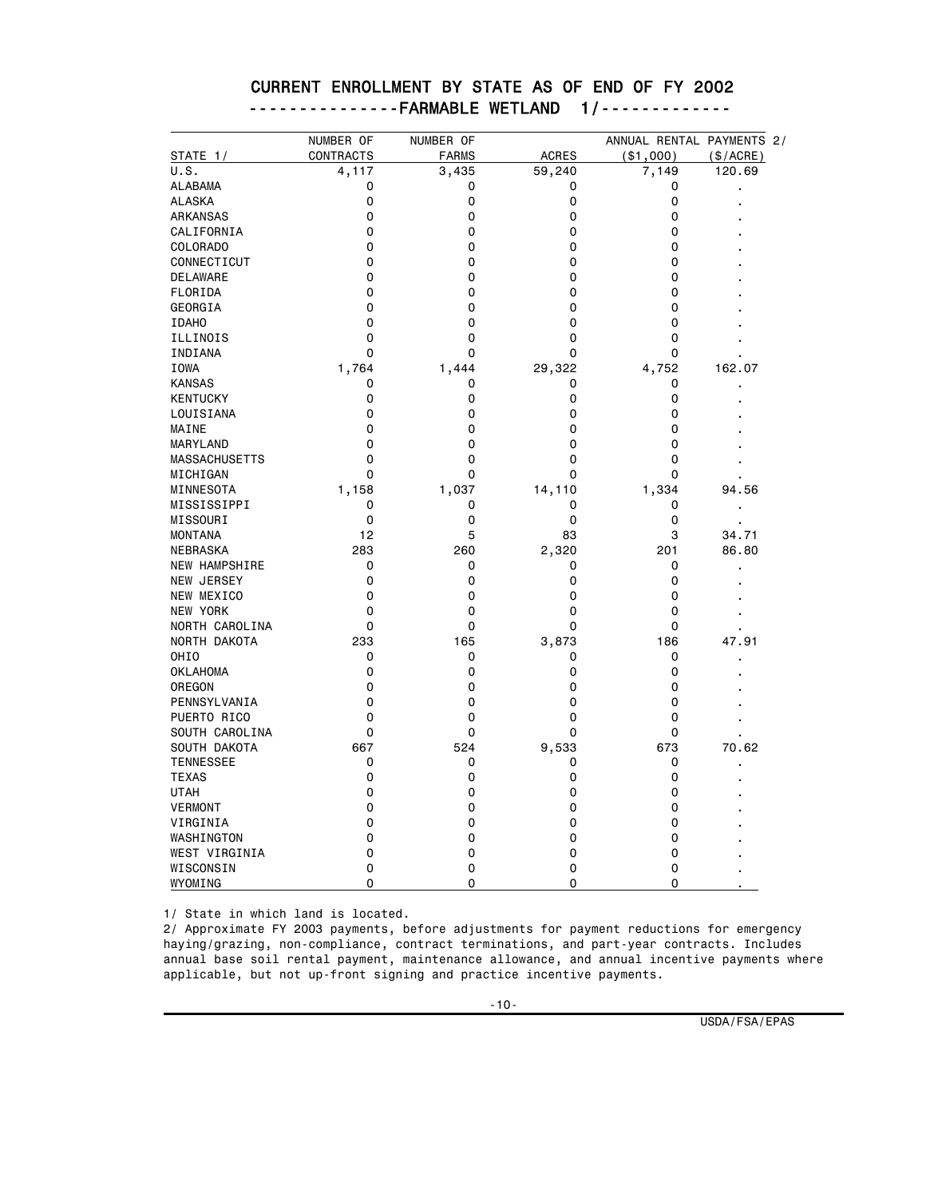# CURRENT ENROLLMENT BY STATE AS OF END OF FY 2002

## --------------FARMABLE WETLAND 1/-------------

| STATE 1/ | NUMBER OF CONTRACTS | NUMBER OF FARMS | ACRES | ANNUAL RENTAL PAYMENTS 2/ ($1,000) | ($/ACRE) |
|---|---|---|---|---|---|
| U.S. | 4,117 | 3,435 | 59,240 | 7,149 | 120.69 |
| ALABAMA | 0 | 0 | 0 | 0 | . |
| ALASKA | 0 | 0 | 0 | 0 | . |
| ARKANSAS | 0 | 0 | 0 | 0 | . |
| CALIFORNIA | 0 | 0 | 0 | 0 | . |
| COLORADO | 0 | 0 | 0 | 0 | . |
| CONNECTICUT | 0 | 0 | 0 | 0 | . |
| DELAWARE | 0 | 0 | 0 | 0 | . |
| FLORIDA | 0 | 0 | 0 | 0 | . |
| GEORGIA | 0 | 0 | 0 | 0 | . |
| IDAHO | 0 | 0 | 0 | 0 | . |
| ILLINOIS | 0 | 0 | 0 | 0 | . |
| INDIANA | 0 | 0 | 0 | 0 | . |
| IOWA | 1,764 | 1,444 | 29,322 | 4,752 | 162.07 |
| KANSAS | 0 | 0 | 0 | 0 | . |
| KENTUCKY | 0 | 0 | 0 | 0 | . |
| LOUISIANA | 0 | 0 | 0 | 0 | . |
| MAINE | 0 | 0 | 0 | 0 | . |
| MARYLAND | 0 | 0 | 0 | 0 | . |
| MASSACHUSETTS | 0 | 0 | 0 | 0 | . |
| MICHIGAN | 0 | 0 | 0 | 0 | . |
| MINNESOTA | 1,158 | 1,037 | 14,110 | 1,334 | 94.56 |
| MISSISSIPPI | 0 | 0 | 0 | 0 | . |
| MISSOURI | 0 | 0 | 0 | 0 | . |
| MONTANA | 12 | 5 | 83 | 3 | 34.71 |
| NEBRASKA | 283 | 260 | 2,320 | 201 | 86.80 |
| NEW HAMPSHIRE | 0 | 0 | 0 | 0 | . |
| NEW JERSEY | 0 | 0 | 0 | 0 | . |
| NEW MEXICO | 0 | 0 | 0 | 0 | . |
| NEW YORK | 0 | 0 | 0 | 0 | . |
| NORTH CAROLINA | 0 | 0 | 0 | 0 | . |
| NORTH DAKOTA | 233 | 165 | 3,873 | 186 | 47.91 |
| OHIO | 0 | 0 | 0 | 0 | . |
| OKLAHOMA | 0 | 0 | 0 | 0 | . |
| OREGON | 0 | 0 | 0 | 0 | . |
| PENNSYLVANIA | 0 | 0 | 0 | 0 | . |
| PUERTO RICO | 0 | 0 | 0 | 0 | . |
| SOUTH CAROLINA | 0 | 0 | 0 | 0 | . |
| SOUTH DAKOTA | 667 | 524 | 9,533 | 673 | 70.62 |
| TENNESSEE | 0 | 0 | 0 | 0 | . |
| TEXAS | 0 | 0 | 0 | 0 | . |
| UTAH | 0 | 0 | 0 | 0 | . |
| VERMONT | 0 | 0 | 0 | 0 | . |
| VIRGINIA | 0 | 0 | 0 | 0 | . |
| WASHINGTON | 0 | 0 | 0 | 0 | . |
| WEST VIRGINIA | 0 | 0 | 0 | 0 | . |
| WISCONSIN | 0 | 0 | 0 | 0 | . |
| WYOMING | 0 | 0 | 0 | 0 | . |

1/ State in which land is located.

2/ Approximate FY 2003 payments, before adjustments for payment reductions for emergency haying/grazing, non-compliance, contract terminations, and part-year contracts. Includes annual base soil rental payment, maintenance allowance, and annual incentive payments where applicable, but not up-front signing and practice incentive payments.

USDA/FSA/EPAS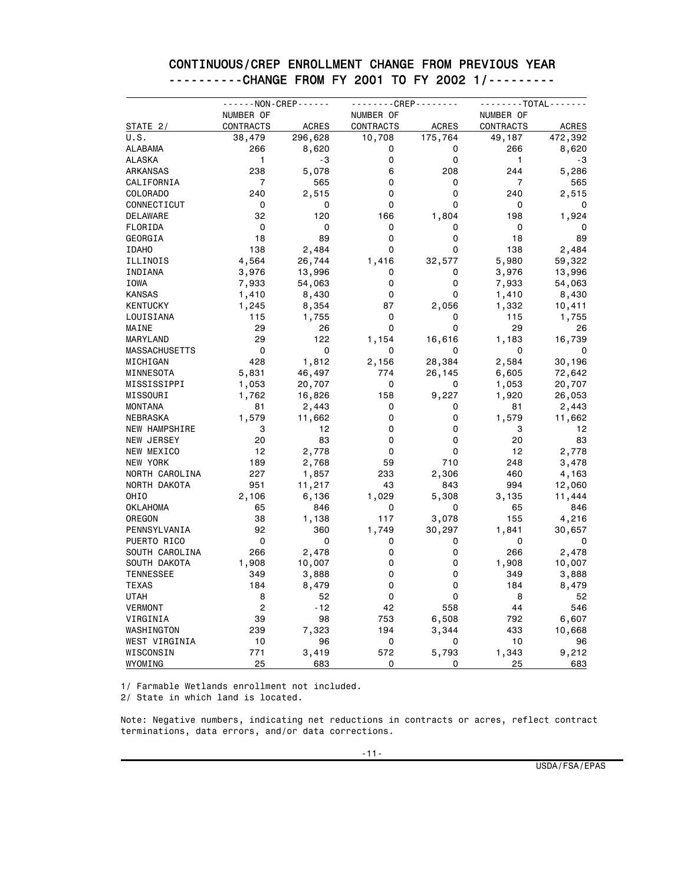# CONTINUOUS/CREP ENROLLMENT CHANGE FROM PREVIOUS YEAR

## ----------CHANGE FROM FY 2001 TO FY 2002 1/---------

| STATE 2/ | ------NON-CREP------ | | --------CREP-------- | | --------TOTAL------- | |
|---|---|---|---|---|---|---|
| | NUMBER OF CONTRACTS | ACRES | NUMBER OF CONTRACTS | ACRES | NUMBER OF CONTRACTS | ACRES |
| U.S. | 38,479 | 296,628 | 10,708 | 175,764 | 49,187 | 472,392 |
| ALABAMA | 266 | 8,620 | 0 | 0 | 266 | 8,620 |
| ALASKA | 1 | -3 | 0 | 0 | 1 | -3 |
| ARKANSAS | 238 | 5,078 | 6 | 208 | 244 | 5,286 |
| CALIFORNIA | 7 | 565 | 0 | 0 | 7 | 565 |
| COLORADO | 240 | 2,515 | 0 | 0 | 240 | 2,515 |
| CONNECTICUT | 0 | 0 | 0 | 0 | 0 | 0 |
| DELAWARE | 32 | 120 | 166 | 1,804 | 198 | 1,924 |
| FLORIDA | 0 | 0 | 0 | 0 | 0 | 0 |
| GEORGIA | 18 | 89 | 0 | 0 | 18 | 89 |
| IDAHO | 138 | 2,484 | 0 | 0 | 138 | 2,484 |
| ILLINOIS | 4,564 | 26,744 | 1,416 | 32,577 | 5,980 | 59,322 |
| INDIANA | 3,976 | 13,996 | 0 | 0 | 3,976 | 13,996 |
| IOWA | 7,933 | 54,063 | 0 | 0 | 7,933 | 54,063 |
| KANSAS | 1,410 | 8,430 | 0 | 0 | 1,410 | 8,430 |
| KENTUCKY | 1,245 | 8,354 | 87 | 2,056 | 1,332 | 10,411 |
| LOUISIANA | 115 | 1,755 | 0 | 0 | 115 | 1,755 |
| MAINE | 29 | 26 | 0 | 0 | 29 | 26 |
| MARYLAND | 29 | 122 | 1,154 | 16,616 | 1,183 | 16,739 |
| MASSACHUSETTS | 0 | 0 | 0 | 0 | 0 | 0 |
| MICHIGAN | 428 | 1,812 | 2,156 | 28,384 | 2,584 | 30,196 |
| MINNESOTA | 5,831 | 46,497 | 774 | 26,145 | 6,605 | 72,642 |
| MISSISSIPPI | 1,053 | 20,707 | 0 | 0 | 1,053 | 20,707 |
| MISSOURI | 1,762 | 16,826 | 158 | 9,227 | 1,920 | 26,053 |
| MONTANA | 81 | 2,443 | 0 | 0 | 81 | 2,443 |
| NEBRASKA | 1,579 | 11,662 | 0 | 0 | 1,579 | 11,662 |
| NEW HAMPSHIRE | 3 | 12 | 0 | 0 | 3 | 12 |
| NEW JERSEY | 20 | 83 | 0 | 0 | 20 | 83 |
| NEW MEXICO | 12 | 2,778 | 0 | 0 | 12 | 2,778 |
| NEW YORK | 189 | 2,768 | 59 | 710 | 248 | 3,478 |
| NORTH CAROLINA | 227 | 1,857 | 233 | 2,306 | 460 | 4,163 |
| NORTH DAKOTA | 951 | 11,217 | 43 | 843 | 994 | 12,060 |
| OHIO | 2,106 | 6,136 | 1,029 | 5,308 | 3,135 | 11,444 |
| OKLAHOMA | 65 | 846 | 0 | 0 | 65 | 846 |
| OREGON | 38 | 1,138 | 117 | 3,078 | 155 | 4,216 |
| PENNSYLVANIA | 92 | 360 | 1,749 | 30,297 | 1,841 | 30,657 |
| PUERTO RICO | 0 | 0 | 0 | 0 | 0 | 0 |
| SOUTH CAROLINA | 266 | 2,478 | 0 | 0 | 266 | 2,478 |
| SOUTH DAKOTA | 1,908 | 10,007 | 0 | 0 | 1,908 | 10,007 |
| TENNESSEE | 349 | 3,888 | 0 | 0 | 349 | 3,888 |
| TEXAS | 184 | 8,479 | 0 | 0 | 184 | 8,479 |
| UTAH | 8 | 52 | 0 | 0 | 8 | 52 |
| VERMONT | 2 | -12 | 42 | 558 | 44 | 546 |
| VIRGINIA | 39 | 98 | 753 | 6,508 | 792 | 6,607 |
| WASHINGTON | 239 | 7,323 | 194 | 3,344 | 433 | 10,668 |
| WEST VIRGINIA | 10 | 96 | 0 | 0 | 10 | 96 |
| WISCONSIN | 771 | 3,419 | 572 | 5,793 | 1,343 | 9,212 |
| WYOMING | 25 | 683 | 0 | 0 | 25 | 683 |

1/ Farmable Wetlands enrollment not included.

2/ State in which land is located.

Note: Negative numbers, indicating net reductions in contracts or acres, reflect contract terminations, data errors, and/or data corrections.

USDA/FSA/EPAS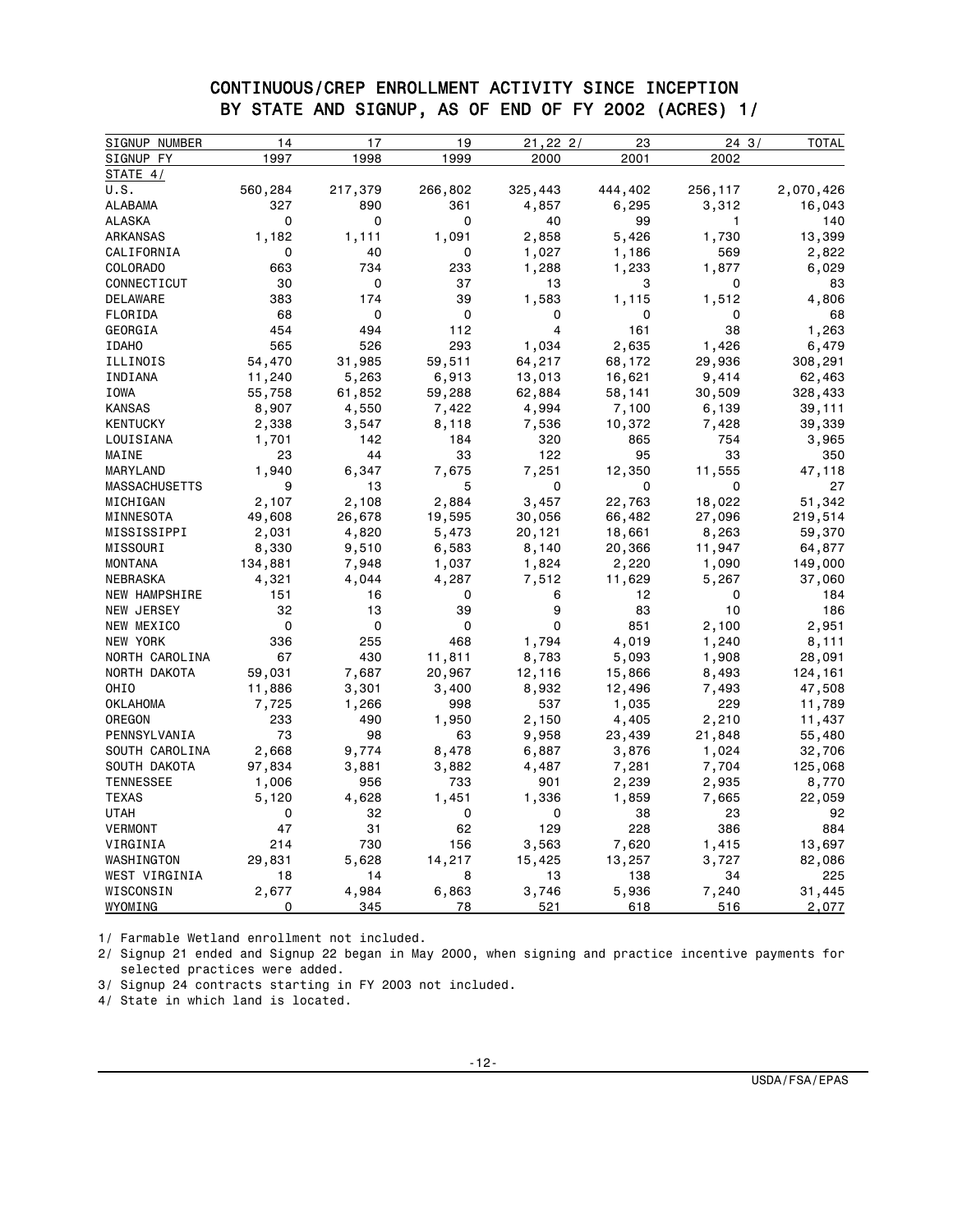# CONTINUOUS/CREP ENROLLMENT ACTIVITY SINCE INCEPTION BY STATE AND SIGNUP, AS OF END OF FY 2002 (ACRES) 1/

| SIGNUP NUMBER | 14 | 17 | 19 | 21,22 2/ | 23 | 24 3/ | TOTAL |
|---|---|---|---|---|---|---|---|
| SIGNUP FY | 1997 | 1998 | 1999 | 2000 | 2001 | 2002 | |
| STATE 4/ | | | | | | | |
| U.S. | 560,284 | 217,379 | 266,802 | 325,443 | 444,402 | 256,117 | 2,070,426 |
| ALABAMA | 327 | 890 | 361 | 4,857 | 6,295 | 3,312 | 16,043 |
| ALASKA | 0 | 0 | 0 | 40 | 99 | 1 | 140 |
| ARKANSAS | 1,182 | 1,111 | 1,091 | 2,858 | 5,426 | 1,730 | 13,399 |
| CALIFORNIA | 0 | 40 | 0 | 1,027 | 1,186 | 569 | 2,822 |
| COLORADO | 663 | 734 | 233 | 1,288 | 1,233 | 1,877 | 6,029 |
| CONNECTICUT | 30 | 0 | 37 | 13 | 3 | 0 | 83 |
| DELAWARE | 383 | 174 | 39 | 1,583 | 1,115 | 1,512 | 4,806 |
| FLORIDA | 68 | 0 | 0 | 0 | 0 | 0 | 68 |
| GEORGIA | 454 | 494 | 112 | 4 | 161 | 38 | 1,263 |
| IDAHO | 565 | 526 | 293 | 1,034 | 2,635 | 1,426 | 6,479 |
| ILLINOIS | 54,470 | 31,985 | 59,511 | 64,217 | 68,172 | 29,936 | 308,291 |
| INDIANA | 11,240 | 5,263 | 6,913 | 13,013 | 16,621 | 9,414 | 62,463 |
| IOWA | 55,758 | 61,852 | 59,288 | 62,884 | 58,141 | 30,509 | 328,433 |
| KANSAS | 8,907 | 4,550 | 7,422 | 4,994 | 7,100 | 6,139 | 39,111 |
| KENTUCKY | 2,338 | 3,547 | 8,118 | 7,536 | 10,372 | 7,428 | 39,339 |
| LOUISIANA | 1,701 | 142 | 184 | 320 | 865 | 754 | 3,965 |
| MAINE | 23 | 44 | 33 | 122 | 95 | 33 | 350 |
| MARYLAND | 1,940 | 6,347 | 7,675 | 7,251 | 12,350 | 11,555 | 47,118 |
| MASSACHUSETTS | 9 | 13 | 5 | 0 | 0 | 0 | 27 |
| MICHIGAN | 2,107 | 2,108 | 2,884 | 3,457 | 22,763 | 18,022 | 51,342 |
| MINNESOTA | 49,608 | 26,678 | 19,595 | 30,056 | 66,482 | 27,096 | 219,514 |
| MISSISSIPPI | 2,031 | 4,820 | 5,473 | 20,121 | 18,661 | 8,263 | 59,370 |
| MISSOURI | 8,330 | 9,510 | 6,583 | 8,140 | 20,366 | 11,947 | 64,877 |
| MONTANA | 134,881 | 7,948 | 1,037 | 1,824 | 2,220 | 1,090 | 149,000 |
| NEBRASKA | 4,321 | 4,044 | 4,287 | 7,512 | 11,629 | 5,267 | 37,060 |
| NEW HAMPSHIRE | 151 | 16 | 0 | 6 | 12 | 0 | 184 |
| NEW JERSEY | 32 | 13 | 39 | 9 | 83 | 10 | 186 |
| NEW MEXICO | 0 | 0 | 0 | 0 | 851 | 2,100 | 2,951 |
| NEW YORK | 336 | 255 | 468 | 1,794 | 4,019 | 1,240 | 8,111 |
| NORTH CAROLINA | 67 | 430 | 11,811 | 8,783 | 5,093 | 1,908 | 28,091 |
| NORTH DAKOTA | 59,031 | 7,687 | 20,967 | 12,116 | 15,866 | 8,493 | 124,161 |
| OHIO | 11,886 | 3,301 | 3,400 | 8,932 | 12,496 | 7,493 | 47,508 |
| OKLAHOMA | 7,725 | 1,266 | 998 | 537 | 1,035 | 229 | 11,789 |
| OREGON | 233 | 490 | 1,950 | 2,150 | 4,405 | 2,210 | 11,437 |
| PENNSYLVANIA | 73 | 98 | 63 | 9,958 | 23,439 | 21,848 | 55,480 |
| SOUTH CAROLINA | 2,668 | 9,774 | 8,478 | 6,887 | 3,876 | 1,024 | 32,706 |
| SOUTH DAKOTA | 97,834 | 3,881 | 3,882 | 4,487 | 7,281 | 7,704 | 125,068 |
| TENNESSEE | 1,006 | 956 | 733 | 901 | 2,239 | 2,935 | 8,770 |
| TEXAS | 5,120 | 4,628 | 1,451 | 1,336 | 1,859 | 7,665 | 22,059 |
| UTAH | 0 | 32 | 0 | 0 | 38 | 23 | 92 |
| VERMONT | 47 | 31 | 62 | 129 | 228 | 386 | 884 |
| VIRGINIA | 214 | 730 | 156 | 3,563 | 7,620 | 1,415 | 13,697 |
| WASHINGTON | 29,831 | 5,628 | 14,217 | 15,425 | 13,257 | 3,727 | 82,086 |
| WEST VIRGINIA | 18 | 14 | 8 | 13 | 138 | 34 | 225 |
| WISCONSIN | 2,677 | 4,984 | 6,863 | 3,746 | 5,936 | 7,240 | 31,445 |
| WYOMING | 0 | 345 | 78 | 521 | 618 | 516 | 2,077 |

1/ Farmable Wetland enrollment not included.

2/ Signup 21 ended and Signup 22 began in May 2000, when signing and practice incentive payments for selected practices were added.

3/ Signup 24 contracts starting in FY 2003 not included.

4/ State in which land is located.

USDA/FSA/EPAS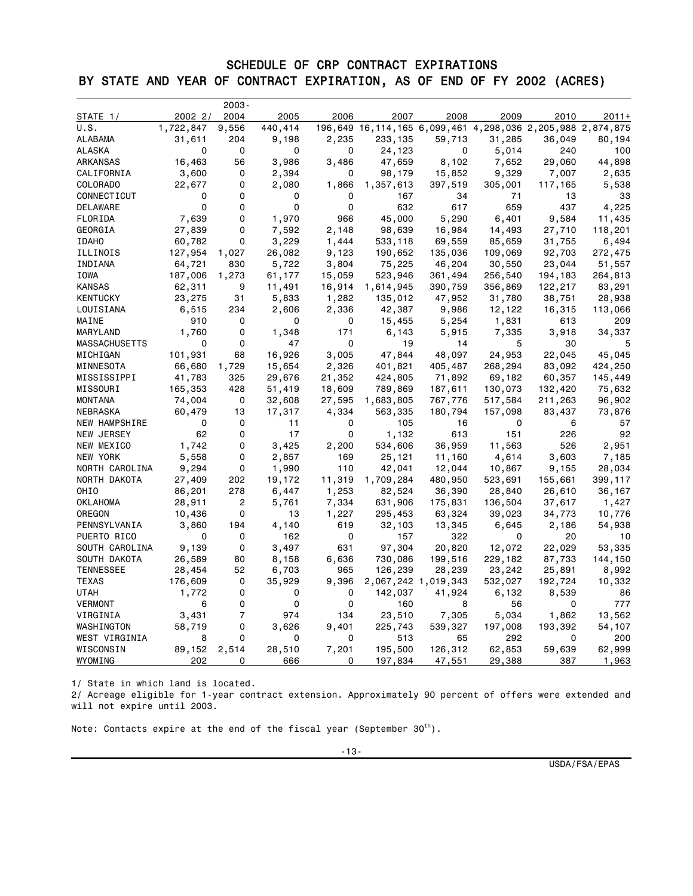# SCHEDULE OF CRP CONTRACT EXPIRATIONS

## BY STATE AND YEAR OF CONTRACT EXPIRATION, AS OF END OF FY 2002 (ACRES)

| STATE 1/ | 2002 2/ | 2003-2004 | 2005 | 2006 | 2007 | 2008 | 2009 | 2010 | 2011+ |
|---|---|---|---|---|---|---|---|---|---|
| U.S. | 1,722,847 | 9,556 | 440,414 | 196,649 | 16,114,165 | 6,099,461 | 4,298,036 | 2,205,988 | 2,874,875 |
| ALABAMA | 31,611 | 204 | 9,198 | 2,235 | 233,135 | 59,713 | 31,285 | 36,049 | 80,194 |
| ALASKA | 0 | 0 | 0 | 0 | 24,123 | 0 | 5,014 | 240 | 100 |
| ARKANSAS | 16,463 | 56 | 3,986 | 3,486 | 47,659 | 8,102 | 7,652 | 29,060 | 44,898 |
| CALIFORNIA | 3,600 | 0 | 2,394 | 0 | 98,179 | 15,852 | 9,329 | 7,007 | 2,635 |
| COLORADO | 22,677 | 0 | 2,080 | 1,866 | 1,357,613 | 397,519 | 305,001 | 117,165 | 5,538 |
| CONNECTICUT | 0 | 0 | 0 | 0 | 167 | 34 | 71 | 13 | 33 |
| DELAWARE | 0 | 0 | 0 | 0 | 632 | 617 | 659 | 437 | 4,225 |
| FLORIDA | 7,639 | 0 | 1,970 | 966 | 45,000 | 5,290 | 6,401 | 9,584 | 11,435 |
| GEORGIA | 27,839 | 0 | 7,592 | 2,148 | 98,639 | 16,984 | 14,493 | 27,710 | 118,201 |
| IDAHO | 60,782 | 0 | 3,229 | 1,444 | 533,118 | 69,559 | 85,659 | 31,755 | 6,494 |
| ILLINOIS | 127,954 | 1,027 | 26,082 | 9,123 | 190,652 | 135,036 | 109,069 | 92,703 | 272,475 |
| INDIANA | 64,721 | 830 | 5,722 | 3,804 | 75,225 | 46,204 | 30,550 | 23,044 | 51,557 |
| IOWA | 187,006 | 1,273 | 61,177 | 15,059 | 523,946 | 361,494 | 256,540 | 194,183 | 264,813 |
| KANSAS | 62,311 | 9 | 11,491 | 16,914 | 1,614,945 | 390,759 | 356,869 | 122,217 | 83,291 |
| KENTUCKY | 23,275 | 31 | 5,833 | 1,282 | 135,012 | 47,952 | 31,780 | 38,751 | 28,938 |
| LOUISIANA | 6,515 | 234 | 2,606 | 2,336 | 42,387 | 9,986 | 12,122 | 16,315 | 113,066 |
| MAINE | 910 | 0 | 0 | 0 | 15,455 | 5,254 | 1,831 | 613 | 209 |
| MARYLAND | 1,760 | 0 | 1,348 | 171 | 6,143 | 5,915 | 7,335 | 3,918 | 34,337 |
| MASSACHUSETTS | 0 | 0 | 47 | 0 | 19 | 14 | 5 | 30 | 5 |
| MICHIGAN | 101,931 | 68 | 16,926 | 3,005 | 47,844 | 48,097 | 24,953 | 22,045 | 45,045 |
| MINNESOTA | 66,680 | 1,729 | 15,654 | 2,326 | 401,821 | 405,487 | 268,294 | 83,092 | 424,250 |
| MISSISSIPPI | 41,783 | 325 | 29,676 | 21,352 | 424,805 | 71,892 | 69,182 | 60,357 | 145,449 |
| MISSOURI | 165,353 | 428 | 51,419 | 18,609 | 789,869 | 187,611 | 130,073 | 132,420 | 75,632 |
| MONTANA | 74,004 | 0 | 32,608 | 27,595 | 1,683,805 | 767,776 | 517,584 | 211,263 | 96,902 |
| NEBRASKA | 60,479 | 13 | 17,317 | 4,334 | 563,335 | 180,794 | 157,098 | 83,437 | 73,876 |
| NEW HAMPSHIRE | 0 | 0 | 11 | 0 | 105 | 16 | 0 | 6 | 57 |
| NEW JERSEY | 62 | 0 | 17 | 0 | 1,132 | 613 | 151 | 226 | 92 |
| NEW MEXICO | 1,742 | 0 | 3,425 | 2,200 | 534,606 | 36,959 | 11,563 | 526 | 2,951 |
| NEW YORK | 5,558 | 0 | 2,857 | 169 | 25,121 | 11,160 | 4,614 | 3,603 | 7,185 |
| NORTH CAROLINA | 9,294 | 0 | 1,990 | 110 | 42,041 | 12,044 | 10,867 | 9,155 | 28,034 |
| NORTH DAKOTA | 27,409 | 202 | 19,172 | 11,319 | 1,709,284 | 480,950 | 523,691 | 155,661 | 399,117 |
| OHIO | 86,201 | 278 | 6,447 | 1,253 | 82,524 | 36,390 | 28,840 | 26,610 | 36,167 |
| OKLAHOMA | 28,911 | 2 | 5,761 | 7,334 | 631,906 | 175,831 | 136,504 | 37,617 | 1,427 |
| OREGON | 10,436 | 0 | 13 | 1,227 | 295,453 | 63,324 | 39,023 | 34,773 | 10,776 |
| PENNSYLVANIA | 3,860 | 194 | 4,140 | 619 | 32,103 | 13,345 | 6,645 | 2,186 | 54,938 |
| PUERTO RICO | 0 | 0 | 162 | 0 | 157 | 322 | 0 | 20 | 10 |
| SOUTH CAROLINA | 9,139 | 0 | 3,497 | 631 | 97,304 | 20,820 | 12,072 | 22,029 | 53,335 |
| SOUTH DAKOTA | 26,589 | 80 | 8,158 | 6,636 | 730,086 | 199,516 | 229,182 | 87,733 | 144,150 |
| TENNESSEE | 28,454 | 52 | 6,703 | 965 | 126,239 | 28,239 | 23,242 | 25,891 | 8,992 |
| TEXAS | 176,609 | 0 | 35,929 | 9,396 | 2,067,242 | 1,019,343 | 532,027 | 192,724 | 10,332 |
| UTAH | 1,772 | 0 | 0 | 0 | 142,037 | 41,924 | 6,132 | 8,539 | 86 |
| VERMONT | 6 | 0 | 0 | 0 | 160 | 8 | 56 | 0 | 777 |
| VIRGINIA | 3,431 | 7 | 974 | 134 | 23,510 | 7,305 | 5,034 | 1,862 | 13,562 |
| WASHINGTON | 58,719 | 0 | 3,626 | 9,401 | 225,743 | 539,327 | 197,008 | 193,392 | 54,107 |
| WEST VIRGINIA | 8 | 0 | 0 | 0 | 513 | 65 | 292 | 0 | 200 |
| WISCONSIN | 89,152 | 2,514 | 28,510 | 7,201 | 195,500 | 126,312 | 62,853 | 59,639 | 62,999 |
| WYOMING | 202 | 0 | 666 | 0 | 197,834 | 47,551 | 29,388 | 387 | 1,963 |

1/ State in which land is located.

2/ Acreage eligible for 1-year contract extension. Approximately 90 percent of offers were extended and will not expire until 2003.

Note: Contacts expire at the end of the fiscal year (September 30th).

USDA/FSA/EPAS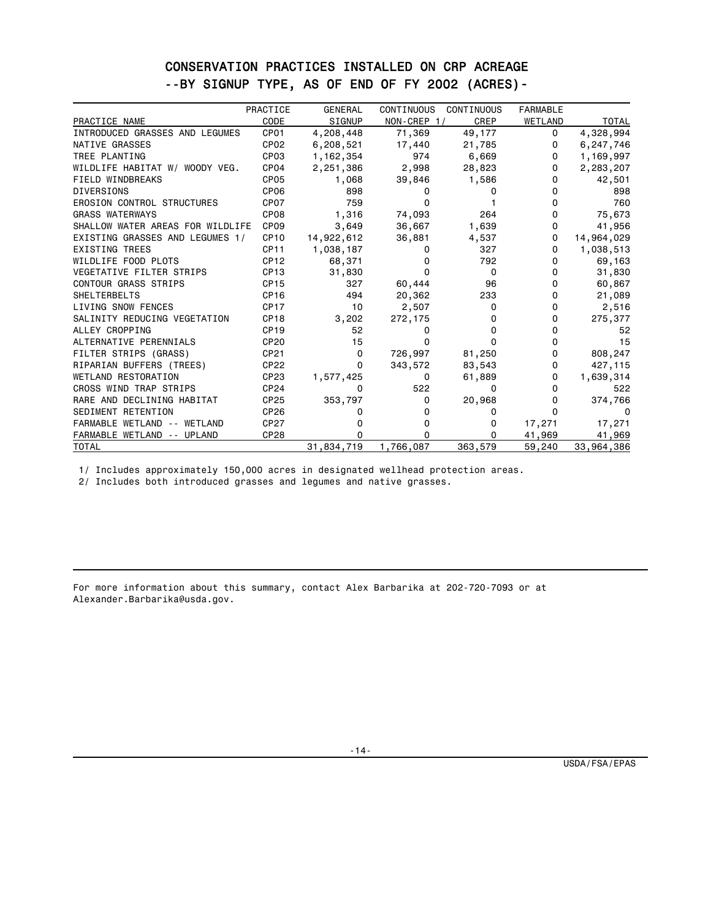## CONSERVATION PRACTICES INSTALLED ON CRP ACREAGE
## --BY SIGNUP TYPE, AS OF END OF FY 2002 (ACRES)-

| PRACTICE NAME | PRACTICE CODE | GENERAL SIGNUP | CONTINUOUS NON-CREP 1/ | CONTINUOUS CREP | FARMABLE WETLAND | TOTAL |
|---|---|---|---|---|---|---|
| INTRODUCED GRASSES AND LEGUMES | CP01 | 4,208,448 | 71,369 | 49,177 | 0 | 4,328,994 |
| NATIVE GRASSES | CP02 | 6,208,521 | 17,440 | 21,785 | 0 | 6,247,746 |
| TREE PLANTING | CP03 | 1,162,354 | 974 | 6,669 | 0 | 1,169,997 |
| WILDLIFE HABITAT W/ WOODY VEG. | CP04 | 2,251,386 | 2,998 | 28,823 | 0 | 2,283,207 |
| FIELD WINDBREAKS | CP05 | 1,068 | 39,846 | 1,586 | 0 | 42,501 |
| DIVERSIONS | CP06 | 898 | 0 | 0 | 0 | 898 |
| EROSION CONTROL STRUCTURES | CP07 | 759 | 0 | 1 | 0 | 760 |
| GRASS WATERWAYS | CP08 | 1,316 | 74,093 | 264 | 0 | 75,673 |
| SHALLOW WATER AREAS FOR WILDLIFE | CP09 | 3,649 | 36,667 | 1,639 | 0 | 41,956 |
| EXISTING GRASSES AND LEGUMES 1/ | CP10 | 14,922,612 | 36,881 | 4,537 | 0 | 14,964,029 |
| EXISTING TREES | CP11 | 1,038,187 | 0 | 327 | 0 | 1,038,513 |
| WILDLIFE FOOD PLOTS | CP12 | 68,371 | 0 | 792 | 0 | 69,163 |
| VEGETATIVE FILTER STRIPS | CP13 | 31,830 | 0 | 0 | 0 | 31,830 |
| CONTOUR GRASS STRIPS | CP15 | 327 | 60,444 | 96 | 0 | 60,867 |
| SHELTERBELTS | CP16 | 494 | 20,362 | 233 | 0 | 21,089 |
| LIVING SNOW FENCES | CP17 | 10 | 2,507 | 0 | 0 | 2,516 |
| SALINITY REDUCING VEGETATION | CP18 | 3,202 | 272,175 | 0 | 0 | 275,377 |
| ALLEY CROPPING | CP19 | 52 | 0 | 0 | 0 | 52 |
| ALTERNATIVE PERENNIALS | CP20 | 15 | 0 | 0 | 0 | 15 |
| FILTER STRIPS (GRASS) | CP21 | 0 | 726,997 | 81,250 | 0 | 808,247 |
| RIPARIAN BUFFERS (TREES) | CP22 | 0 | 343,572 | 83,543 | 0 | 427,115 |
| WETLAND RESTORATION | CP23 | 1,577,425 | 0 | 61,889 | 0 | 1,639,314 |
| CROSS WIND TRAP STRIPS | CP24 | 0 | 522 | 0 | 0 | 522 |
| RARE AND DECLINING HABITAT | CP25 | 353,797 | 0 | 20,968 | 0 | 374,766 |
| SEDIMENT RETENTION | CP26 | 0 | 0 | 0 | 0 | 0 |
| FARMABLE WETLAND -- WETLAND | CP27 | 0 | 0 | 0 | 17,271 | 17,271 |
| FARMABLE WETLAND -- UPLAND | CP28 | 0 | 0 | 0 | 41,969 | 41,969 |
| TOTAL | | 31,834,719 | 1,766,087 | 363,579 | 59,240 | 33,964,386 |

1/ Includes approximately 150,000 acres in designated wellhead protection areas.

2/ Includes both introduced grasses and legumes and native grasses.

For more information about this summary, contact Alex Barbarika at 202-720-7093 or at Alexander.Barbarika@usda.gov.